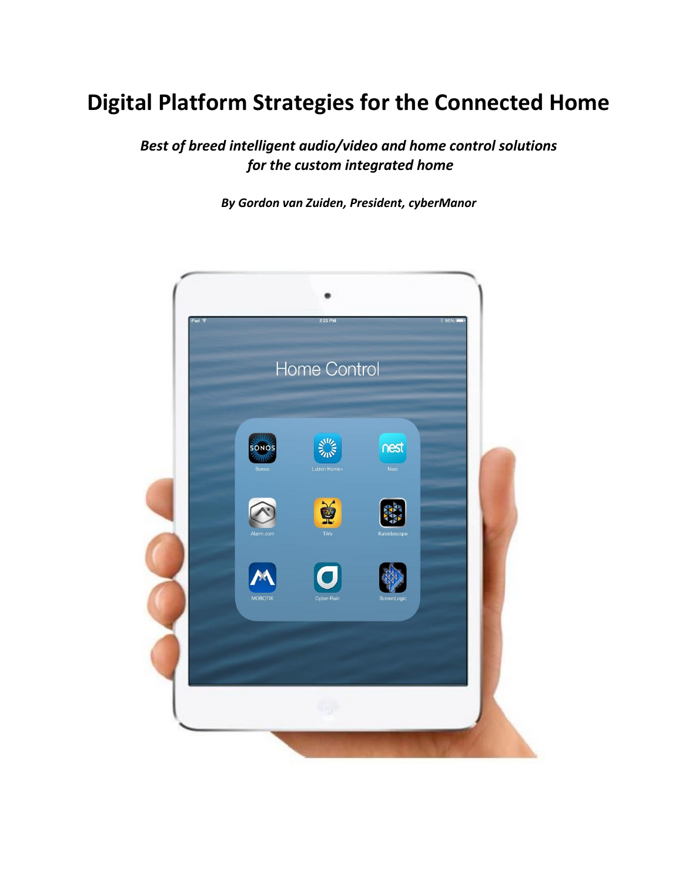# Digital Platform Strategies for the Connected Home

***Best of breed intelligent audio/video and home control solutions for the custom integrated home***

***By Gordon van Zuiden, President, cyberManor***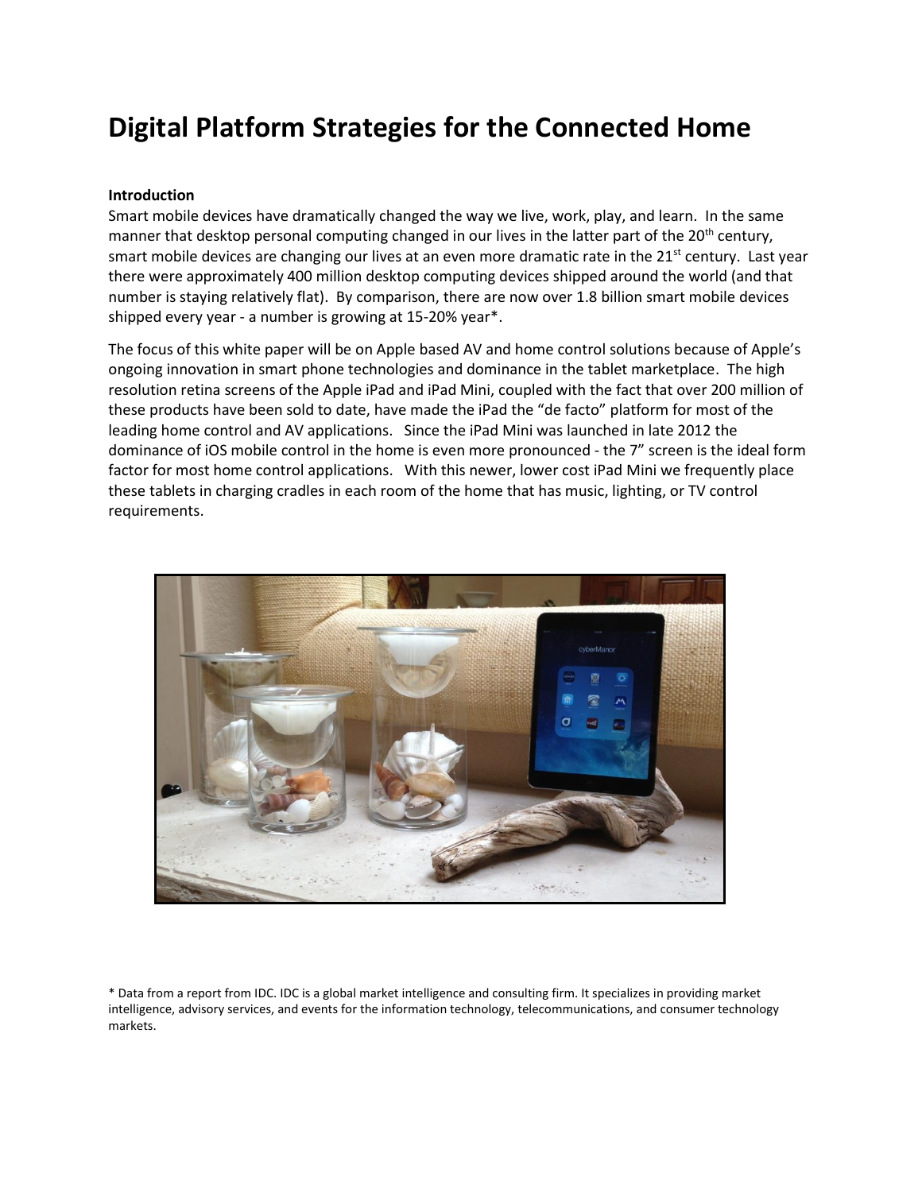# Digital Platform Strategies for the Connected Home

**Introduction**

Smart mobile devices have dramatically changed the way we live, work, play, and learn. In the same manner that desktop personal computing changed in our lives in the latter part of the 20th century, smart mobile devices are changing our lives at an even more dramatic rate in the 21st century. Last year there were approximately 400 million desktop computing devices shipped around the world (and that number is staying relatively flat). By comparison, there are now over 1.8 billion smart mobile devices shipped every year - a number is growing at 15-20% year*.

The focus of this white paper will be on Apple based AV and home control solutions because of Apple's ongoing innovation in smart phone technologies and dominance in the tablet marketplace. The high resolution retina screens of the Apple iPad and iPad Mini, coupled with the fact that over 200 million of these products have been sold to date, have made the iPad the "de facto" platform for most of the leading home control and AV applications. Since the iPad Mini was launched in late 2012 the dominance of iOS mobile control in the home is even more pronounced - the 7" screen is the ideal form factor for most home control applications. With this newer, lower cost iPad Mini we frequently place these tablets in charging cradles in each room of the home that has music, lighting, or TV control requirements.

\* Data from a report from IDC. IDC is a global market intelligence and consulting firm. It specializes in providing market intelligence, advisory services, and events for the information technology, telecommunications, and consumer technology markets.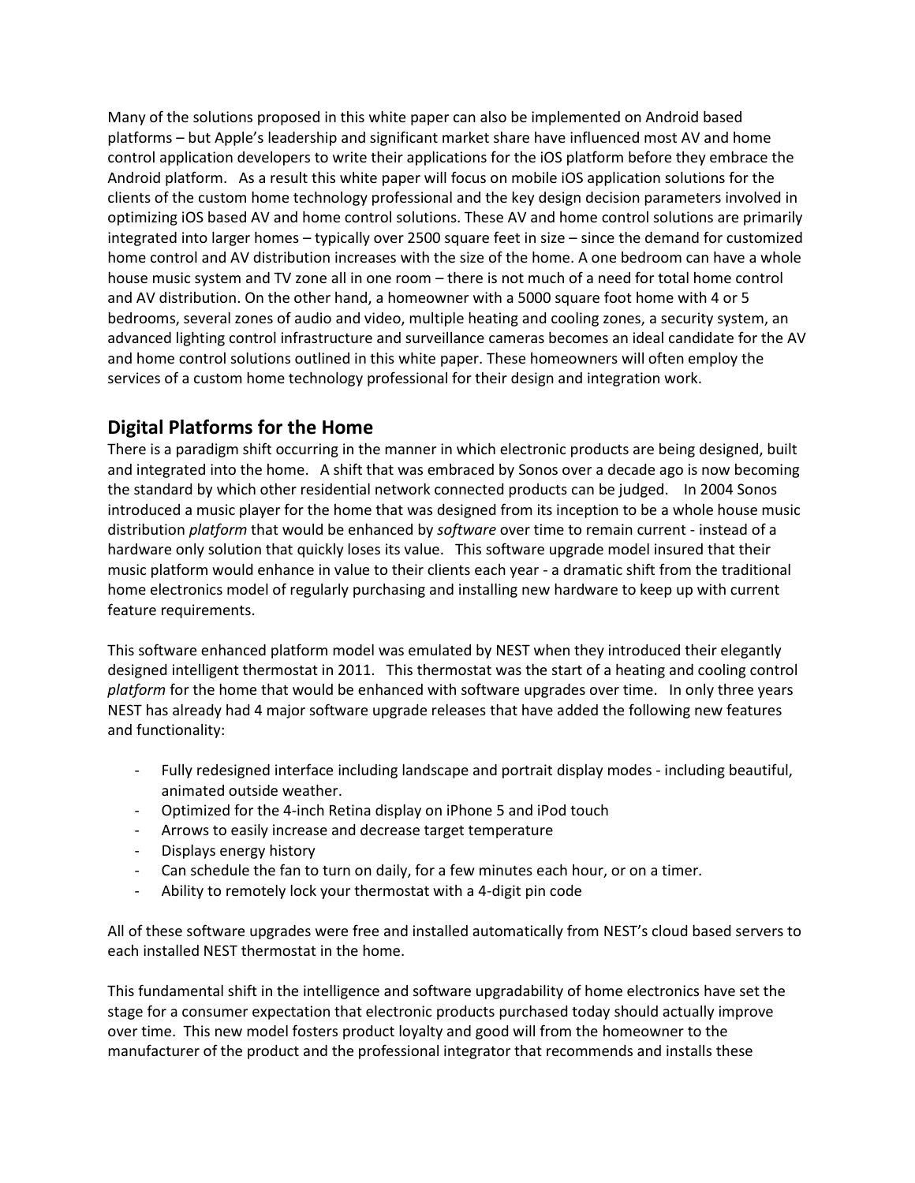Many of the solutions proposed in this white paper can also be implemented on Android based platforms – but Apple's leadership and significant market share have influenced most AV and home control application developers to write their applications for the iOS platform before they embrace the Android platform. As a result this white paper will focus on mobile iOS application solutions for the clients of the custom home technology professional and the key design decision parameters involved in optimizing iOS based AV and home control solutions. These AV and home control solutions are primarily integrated into larger homes – typically over 2500 square feet in size – since the demand for customized home control and AV distribution increases with the size of the home. A one bedroom can have a whole house music system and TV zone all in one room – there is not much of a need for total home control and AV distribution. On the other hand, a homeowner with a 5000 square foot home with 4 or 5 bedrooms, several zones of audio and video, multiple heating and cooling zones, a security system, an advanced lighting control infrastructure and surveillance cameras becomes an ideal candidate for the AV and home control solutions outlined in this white paper. These homeowners will often employ the services of a custom home technology professional for their design and integration work.

## Digital Platforms for the Home

There is a paradigm shift occurring in the manner in which electronic products are being designed, built and integrated into the home. A shift that was embraced by Sonos over a decade ago is now becoming the standard by which other residential network connected products can be judged. In 2004 Sonos introduced a music player for the home that was designed from its inception to be a whole house music distribution *platform* that would be enhanced by *software* over time to remain current - instead of a hardware only solution that quickly loses its value. This software upgrade model insured that their music platform would enhance in value to their clients each year - a dramatic shift from the traditional home electronics model of regularly purchasing and installing new hardware to keep up with current feature requirements.

This software enhanced platform model was emulated by NEST when they introduced their elegantly designed intelligent thermostat in 2011. This thermostat was the start of a heating and cooling control *platform* for the home that would be enhanced with software upgrades over time. In only three years NEST has already had 4 major software upgrade releases that have added the following new features and functionality:

- Fully redesigned interface including landscape and portrait display modes - including beautiful, animated outside weather.
- Optimized for the 4-inch Retina display on iPhone 5 and iPod touch
- Arrows to easily increase and decrease target temperature
- Displays energy history
- Can schedule the fan to turn on daily, for a few minutes each hour, or on a timer.
- Ability to remotely lock your thermostat with a 4-digit pin code

All of these software upgrades were free and installed automatically from NEST's cloud based servers to each installed NEST thermostat in the home.

This fundamental shift in the intelligence and software upgradability of home electronics have set the stage for a consumer expectation that electronic products purchased today should actually improve over time. This new model fosters product loyalty and good will from the homeowner to the manufacturer of the product and the professional integrator that recommends and installs these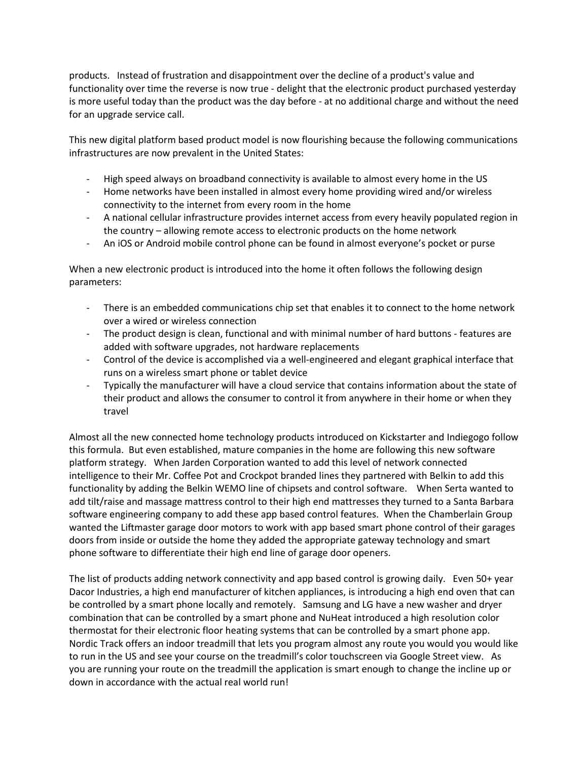products.   Instead of frustration and disappointment over the decline of a product's value and functionality over time the reverse is now true - delight that the electronic product purchased yesterday is more useful today than the product was the day before - at no additional charge and without the need for an upgrade service call.

This new digital platform based product model is now flourishing because the following communications infrastructures are now prevalent in the United States:

- High speed always on broadband connectivity is available to almost every home in the US
- Home networks have been installed in almost every home providing wired and/or wireless connectivity to the internet from every room in the home
- A national cellular infrastructure provides internet access from every heavily populated region in the country – allowing remote access to electronic products on the home network
- An iOS or Android mobile control phone can be found in almost everyone's pocket or purse

When a new electronic product is introduced into the home it often follows the following design parameters:

- There is an embedded communications chip set that enables it to connect to the home network over a wired or wireless connection
- The product design is clean, functional and with minimal number of hard buttons - features are added with software upgrades, not hardware replacements
- Control of the device is accomplished via a well-engineered and elegant graphical interface that runs on a wireless smart phone or tablet device
- Typically the manufacturer will have a cloud service that contains information about the state of their product and allows the consumer to control it from anywhere in their home or when they travel

Almost all the new connected home technology products introduced on Kickstarter and Indiegogo follow this formula.  But even established, mature companies in the home are following this new software platform strategy.   When Jarden Corporation wanted to add this level of network connected intelligence to their Mr. Coffee Pot and Crockpot branded lines they partnered with Belkin to add this functionality by adding the Belkin WEMO line of chipsets and control software.    When Serta wanted to add tilt/raise and massage mattress control to their high end mattresses they turned to a Santa Barbara software engineering company to add these app based control features.  When the Chamberlain Group wanted the Liftmaster garage door motors to work with app based smart phone control of their garages doors from inside or outside the home they added the appropriate gateway technology and smart phone software to differentiate their high end line of garage door openers.

The list of products adding network connectivity and app based control is growing daily.   Even 50+ year Dacor Industries, a high end manufacturer of kitchen appliances, is introducing a high end oven that can be controlled by a smart phone locally and remotely.   Samsung and LG have a new washer and dryer combination that can be controlled by a smart phone and NuHeat introduced a high resolution color thermostat for their electronic floor heating systems that can be controlled by a smart phone app.   Nordic Track offers an indoor treadmill that lets you program almost any route you would you would like to run in the US and see your course on the treadmill's color touchscreen via Google Street view.   As you are running your route on the treadmill the application is smart enough to change the incline up or down in accordance with the actual real world run!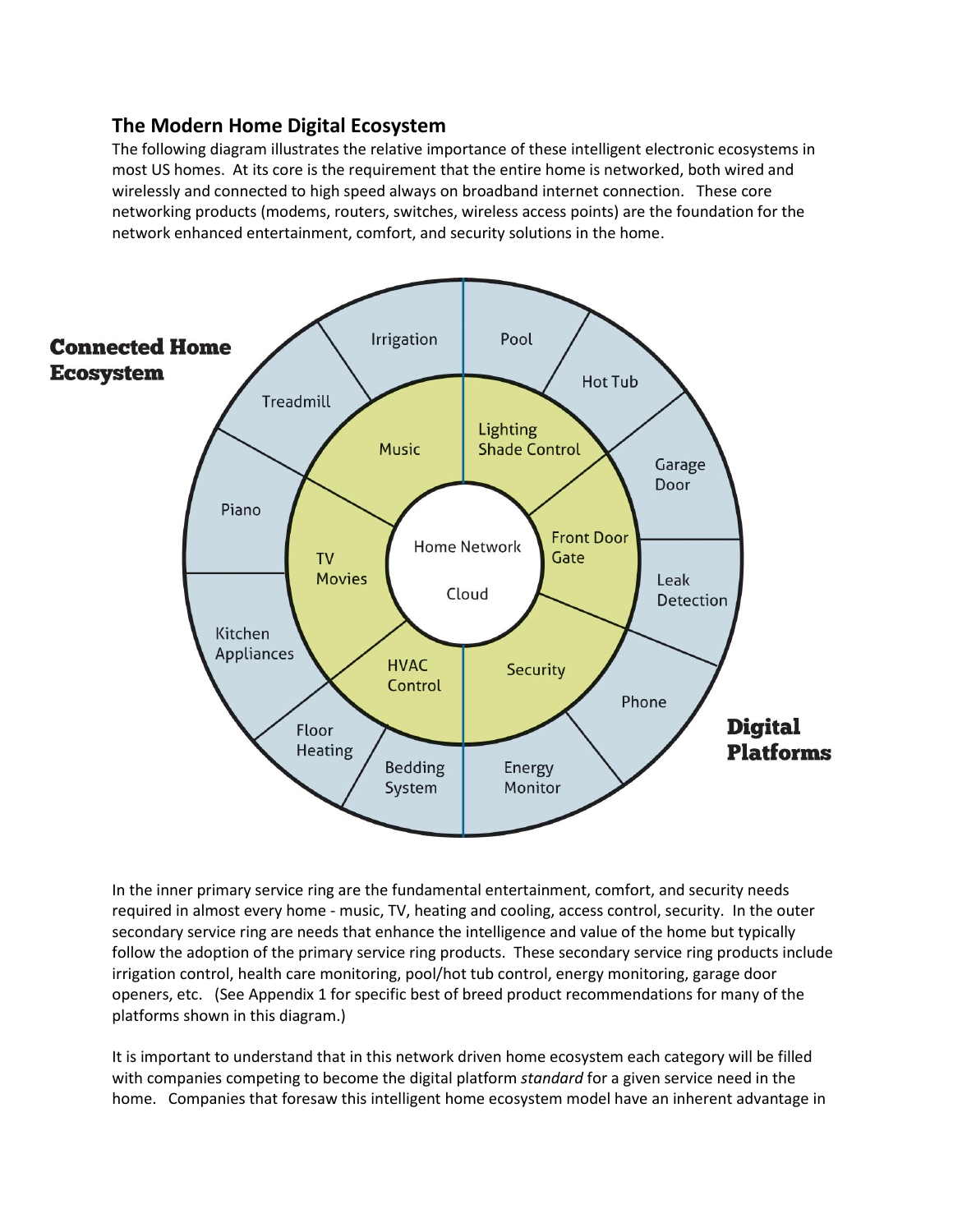## The Modern Home Digital Ecosystem

The following diagram illustrates the relative importance of these intelligent electronic ecosystems in most US homes. At its core is the requirement that the entire home is networked, both wired and wirelessly and connected to high speed always on broadband internet connection. These core networking products (modems, routers, switches, wireless access points) are the foundation for the network enhanced entertainment, comfort, and security solutions in the home.

**Connected Home Ecosystem**

**Digital Platforms**

Home Network

Cloud

Music, Lighting Shade Control, Front Door Gate, Security, HVAC Control, TV Movies

Irrigation, Pool, Hot Tub, Garage Door, Leak Detection, Phone, Energy Monitor, Bedding System, Floor Heating, Kitchen Appliances, Piano, Treadmill

In the inner primary service ring are the fundamental entertainment, comfort, and security needs required in almost every home - music, TV, heating and cooling, access control, security. In the outer secondary service ring are needs that enhance the intelligence and value of the home but typically follow the adoption of the primary service ring products. These secondary service ring products include irrigation control, health care monitoring, pool/hot tub control, energy monitoring, garage door openers, etc. (See Appendix 1 for specific best of breed product recommendations for many of the platforms shown in this diagram.)

It is important to understand that in this network driven home ecosystem each category will be filled with companies competing to become the digital platform *standard* for a given service need in the home. Companies that foresaw this intelligent home ecosystem model have an inherent advantage in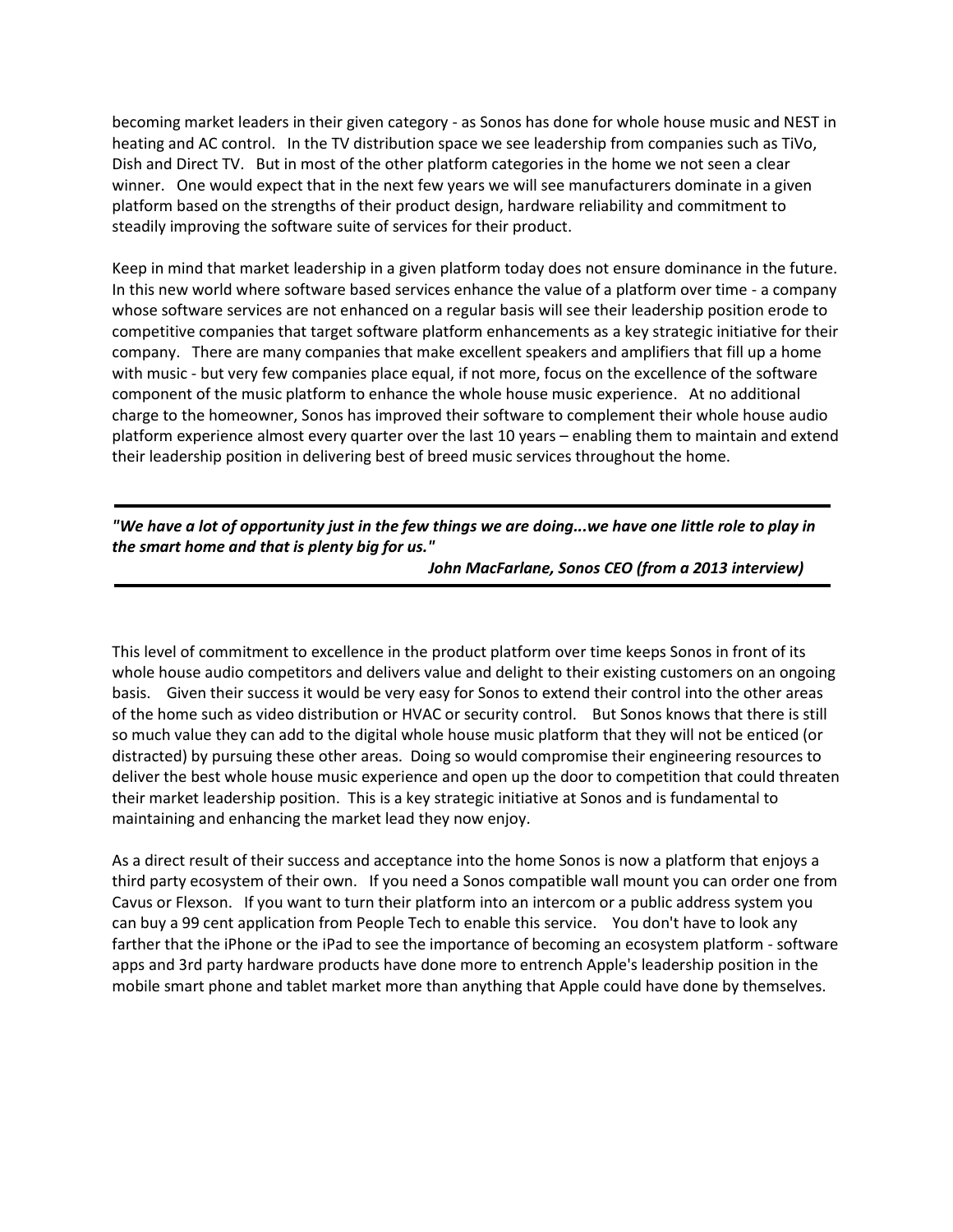becoming market leaders in their given category - as Sonos has done for whole house music and NEST in heating and AC control. In the TV distribution space we see leadership from companies such as TiVo, Dish and Direct TV. But in most of the other platform categories in the home we not seen a clear winner. One would expect that in the next few years we will see manufacturers dominate in a given platform based on the strengths of their product design, hardware reliability and commitment to steadily improving the software suite of services for their product.

Keep in mind that market leadership in a given platform today does not ensure dominance in the future. In this new world where software based services enhance the value of a platform over time - a company whose software services are not enhanced on a regular basis will see their leadership position erode to competitive companies that target software platform enhancements as a key strategic initiative for their company. There are many companies that make excellent speakers and amplifiers that fill up a home with music - but very few companies place equal, if not more, focus on the excellence of the software component of the music platform to enhance the whole house music experience. At no additional charge to the homeowner, Sonos has improved their software to complement their whole house audio platform experience almost every quarter over the last 10 years – enabling them to maintain and extend their leadership position in delivering best of breed music services throughout the home.

---

***"We have a lot of opportunity just in the few things we are doing...we have one little role to play in the smart home and that is plenty big for us."***

***John MacFarlane, Sonos CEO (from a 2013 interview)***

---

This level of commitment to excellence in the product platform over time keeps Sonos in front of its whole house audio competitors and delivers value and delight to their existing customers on an ongoing basis. Given their success it would be very easy for Sonos to extend their control into the other areas of the home such as video distribution or HVAC or security control. But Sonos knows that there is still so much value they can add to the digital whole house music platform that they will not be enticed (or distracted) by pursuing these other areas. Doing so would compromise their engineering resources to deliver the best whole house music experience and open up the door to competition that could threaten their market leadership position. This is a key strategic initiative at Sonos and is fundamental to maintaining and enhancing the market lead they now enjoy.

As a direct result of their success and acceptance into the home Sonos is now a platform that enjoys a third party ecosystem of their own. If you need a Sonos compatible wall mount you can order one from Cavus or Flexson. If you want to turn their platform into an intercom or a public address system you can buy a 99 cent application from People Tech to enable this service. You don't have to look any farther that the iPhone or the iPad to see the importance of becoming an ecosystem platform - software apps and 3rd party hardware products have done more to entrench Apple's leadership position in the mobile smart phone and tablet market more than anything that Apple could have done by themselves.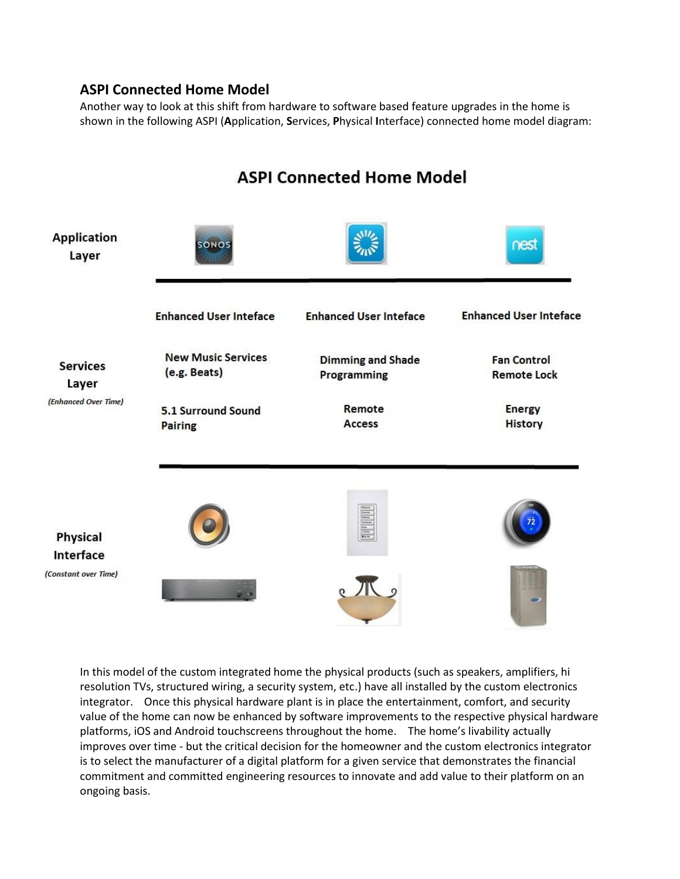## ASPI Connected Home Model

Another way to look at this shift from hardware to software based feature upgrades in the home is shown in the following ASPI (**A**pplication, **S**ervices, **P**hysical **I**nterface) connected home model diagram:

**ASPI Connected Home Model**

| | | | |
|---|---|---|---|
| **Application Layer** | SONOS | | nest |
| **Services Layer** *(Enhanced Over Time)* | Enhanced User Inteface | Enhanced User Inteface | Enhanced User Inteface |
| | New Music Services (e.g. Beats) | Dimming and Shade Programming | Fan Control Remote Lock |
| | 5.1 Surround Sound Pairing | Remote Access | Energy History |
| **Physical Interface** *(Constant over Time)* | | | 72 |

In this model of the custom integrated home the physical products (such as speakers, amplifiers, hi resolution TVs, structured wiring, a security system, etc.) have all installed by the custom electronics integrator. Once this physical hardware plant is in place the entertainment, comfort, and security value of the home can now be enhanced by software improvements to the respective physical hardware platforms, iOS and Android touchscreens throughout the home. The home's livability actually improves over time - but the critical decision for the homeowner and the custom electronics integrator is to select the manufacturer of a digital platform for a given service that demonstrates the financial commitment and committed engineering resources to innovate and add value to their platform on an ongoing basis.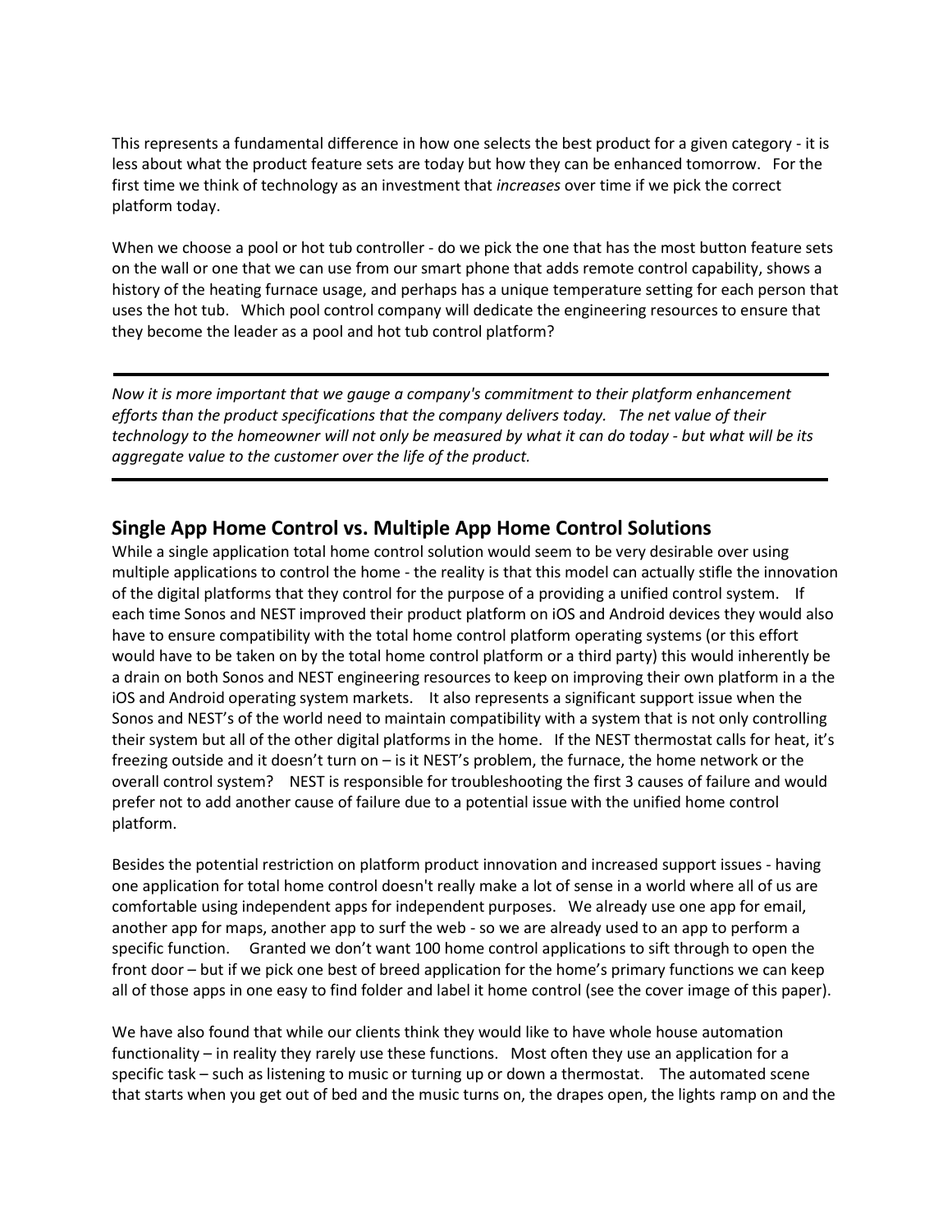This represents a fundamental difference in how one selects the best product for a given category - it is less about what the product feature sets are today but how they can be enhanced tomorrow. For the first time we think of technology as an investment that *increases* over time if we pick the correct platform today.

When we choose a pool or hot tub controller - do we pick the one that has the most button feature sets on the wall or one that we can use from our smart phone that adds remote control capability, shows a history of the heating furnace usage, and perhaps has a unique temperature setting for each person that uses the hot tub. Which pool control company will dedicate the engineering resources to ensure that they become the leader as a pool and hot tub control platform?

---

*Now it is more important that we gauge a company's commitment to their platform enhancement efforts than the product specifications that the company delivers today. The net value of their technology to the homeowner will not only be measured by what it can do today - but what will be its aggregate value to the customer over the life of the product.*

---

## Single App Home Control vs. Multiple App Home Control Solutions

While a single application total home control solution would seem to be very desirable over using multiple applications to control the home - the reality is that this model can actually stifle the innovation of the digital platforms that they control for the purpose of a providing a unified control system. If each time Sonos and NEST improved their product platform on iOS and Android devices they would also have to ensure compatibility with the total home control platform operating systems (or this effort would have to be taken on by the total home control platform or a third party) this would inherently be a drain on both Sonos and NEST engineering resources to keep on improving their own platform in a the iOS and Android operating system markets. It also represents a significant support issue when the Sonos and NEST's of the world need to maintain compatibility with a system that is not only controlling their system but all of the other digital platforms in the home. If the NEST thermostat calls for heat, it's freezing outside and it doesn't turn on – is it NEST's problem, the furnace, the home network or the overall control system? NEST is responsible for troubleshooting the first 3 causes of failure and would prefer not to add another cause of failure due to a potential issue with the unified home control platform.

Besides the potential restriction on platform product innovation and increased support issues - having one application for total home control doesn't really make a lot of sense in a world where all of us are comfortable using independent apps for independent purposes. We already use one app for email, another app for maps, another app to surf the web - so we are already used to an app to perform a specific function. Granted we don't want 100 home control applications to sift through to open the front door – but if we pick one best of breed application for the home's primary functions we can keep all of those apps in one easy to find folder and label it home control (see the cover image of this paper).

We have also found that while our clients think they would like to have whole house automation functionality – in reality they rarely use these functions. Most often they use an application for a specific task – such as listening to music or turning up or down a thermostat. The automated scene that starts when you get out of bed and the music turns on, the drapes open, the lights ramp on and the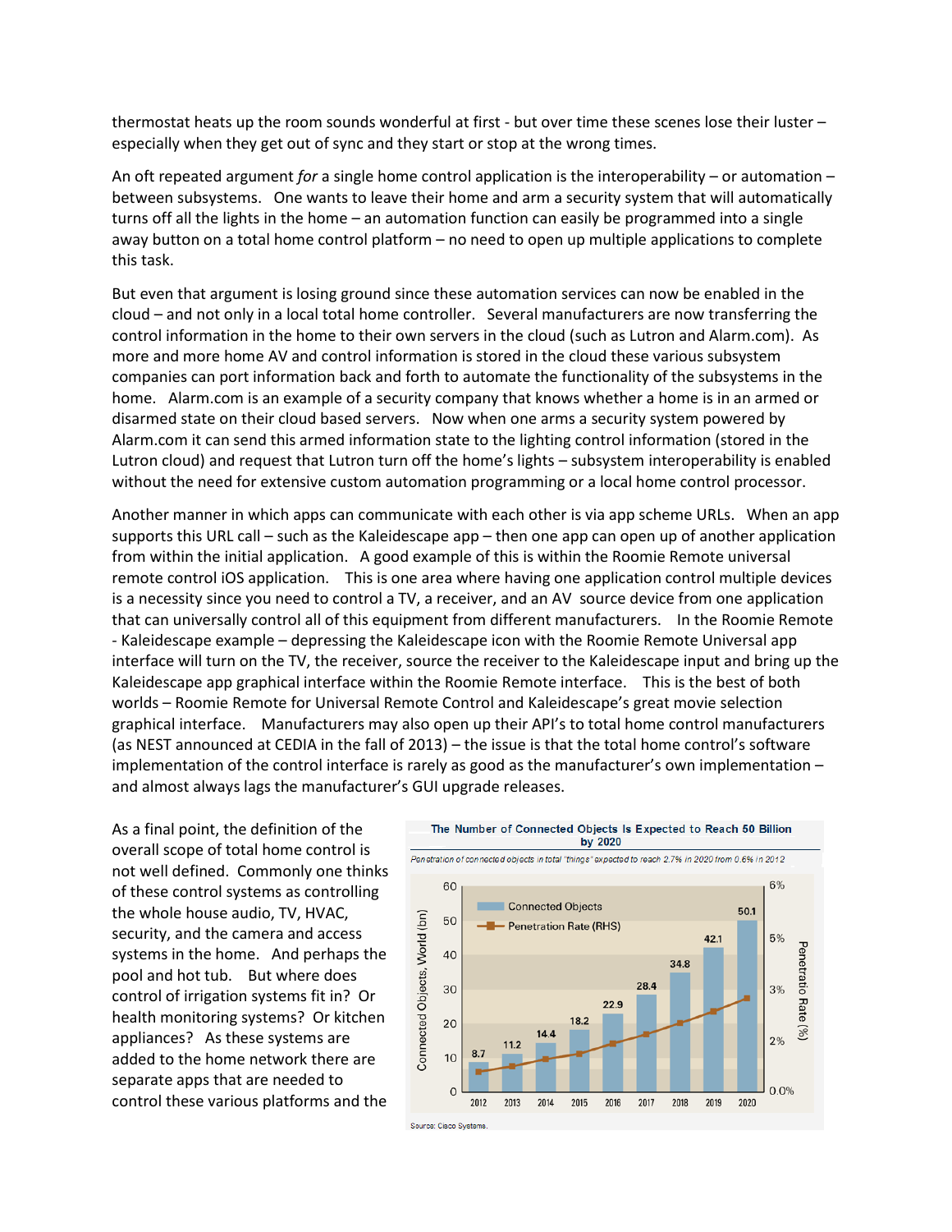thermostat heats up the room sounds wonderful at first - but over time these scenes lose their luster – especially when they get out of sync and they start or stop at the wrong times.

An oft repeated argument *for* a single home control application is the interoperability – or automation – between subsystems. One wants to leave their home and arm a security system that will automatically turns off all the lights in the home – an automation function can easily be programmed into a single away button on a total home control platform – no need to open up multiple applications to complete this task.

But even that argument is losing ground since these automation services can now be enabled in the cloud – and not only in a local total home controller. Several manufacturers are now transferring the control information in the home to their own servers in the cloud (such as Lutron and Alarm.com). As more and more home AV and control information is stored in the cloud these various subsystem companies can port information back and forth to automate the functionality of the subsystems in the home. Alarm.com is an example of a security company that knows whether a home is in an armed or disarmed state on their cloud based servers. Now when one arms a security system powered by Alarm.com it can send this armed information state to the lighting control information (stored in the Lutron cloud) and request that Lutron turn off the home's lights – subsystem interoperability is enabled without the need for extensive custom automation programming or a local home control processor.

Another manner in which apps can communicate with each other is via app scheme URLs. When an app supports this URL call – such as the Kaleidescape app – then one app can open up of another application from within the initial application. A good example of this is within the Roomie Remote universal remote control iOS application. This is one area where having one application control multiple devices is a necessity since you need to control a TV, a receiver, and an AV source device from one application that can universally control all of this equipment from different manufacturers. In the Roomie Remote - Kaleidescape example – depressing the Kaleidescape icon with the Roomie Remote Universal app interface will turn on the TV, the receiver, source the receiver to the Kaleidescape input and bring up the Kaleidescape app graphical interface within the Roomie Remote interface. This is the best of both worlds – Roomie Remote for Universal Remote Control and Kaleidescape's great movie selection graphical interface. Manufacturers may also open up their API's to total home control manufacturers (as NEST announced at CEDIA in the fall of 2013) – the issue is that the total home control's software implementation of the control interface is rarely as good as the manufacturer's own implementation – and almost always lags the manufacturer's GUI upgrade releases.

As a final point, the definition of the overall scope of total home control is not well defined. Commonly one thinks of these control systems as controlling the whole house audio, TV, HVAC, security, and the camera and access systems in the home. And perhaps the pool and hot tub. But where does control of irrigation systems fit in? Or health monitoring systems? Or kitchen appliances? As these systems are added to the home network there are separate apps that are needed to control these various platforms and the

**The Number of Connected Objects Is Expected to Reach 50 Billion by 2020**

*Penetration of connected objects in total "things" expected to reach 2.7% in 2020 from 0.6% in 2012*

| Year | 2012 | 2013 | 2014 | 2015 | 2016 | 2017 | 2018 | 2019 | 2020 |
|---|---|---|---|---|---|---|---|---|---|
| Connected Objects, World (bn) | 8.7 | 11.2 | 14.4 | 18.2 | 22.9 | 28.4 | 34.8 | 42.1 | 50.1 |

Source: Cisco Systems.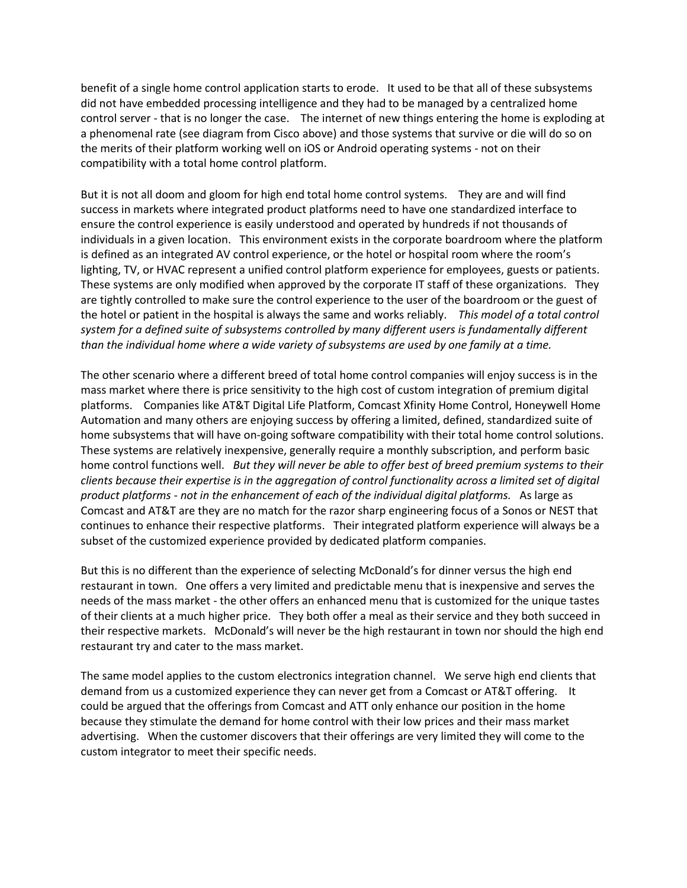benefit of a single home control application starts to erode. It used to be that all of these subsystems did not have embedded processing intelligence and they had to be managed by a centralized home control server - that is no longer the case. The internet of new things entering the home is exploding at a phenomenal rate (see diagram from Cisco above) and those systems that survive or die will do so on the merits of their platform working well on iOS or Android operating systems - not on their compatibility with a total home control platform.

But it is not all doom and gloom for high end total home control systems. They are and will find success in markets where integrated product platforms need to have one standardized interface to ensure the control experience is easily understood and operated by hundreds if not thousands of individuals in a given location. This environment exists in the corporate boardroom where the platform is defined as an integrated AV control experience, or the hotel or hospital room where the room's lighting, TV, or HVAC represent a unified control platform experience for employees, guests or patients. These systems are only modified when approved by the corporate IT staff of these organizations. They are tightly controlled to make sure the control experience to the user of the boardroom or the guest of the hotel or patient in the hospital is always the same and works reliably. *This model of a total control system for a defined suite of subsystems controlled by many different users is fundamentally different than the individual home where a wide variety of subsystems are used by one family at a time.*

The other scenario where a different breed of total home control companies will enjoy success is in the mass market where there is price sensitivity to the high cost of custom integration of premium digital platforms. Companies like AT&T Digital Life Platform, Comcast Xfinity Home Control, Honeywell Home Automation and many others are enjoying success by offering a limited, defined, standardized suite of home subsystems that will have on-going software compatibility with their total home control solutions. These systems are relatively inexpensive, generally require a monthly subscription, and perform basic home control functions well. *But they will never be able to offer best of breed premium systems to their clients because their expertise is in the aggregation of control functionality across a limited set of digital product platforms - not in the enhancement of each of the individual digital platforms.* As large as Comcast and AT&T are they are no match for the razor sharp engineering focus of a Sonos or NEST that continues to enhance their respective platforms. Their integrated platform experience will always be a subset of the customized experience provided by dedicated platform companies.

But this is no different than the experience of selecting McDonald's for dinner versus the high end restaurant in town. One offers a very limited and predictable menu that is inexpensive and serves the needs of the mass market - the other offers an enhanced menu that is customized for the unique tastes of their clients at a much higher price. They both offer a meal as their service and they both succeed in their respective markets. McDonald's will never be the high restaurant in town nor should the high end restaurant try and cater to the mass market.

The same model applies to the custom electronics integration channel. We serve high end clients that demand from us a customized experience they can never get from a Comcast or AT&T offering. It could be argued that the offerings from Comcast and ATT only enhance our position in the home because they stimulate the demand for home control with their low prices and their mass market advertising. When the customer discovers that their offerings are very limited they will come to the custom integrator to meet their specific needs.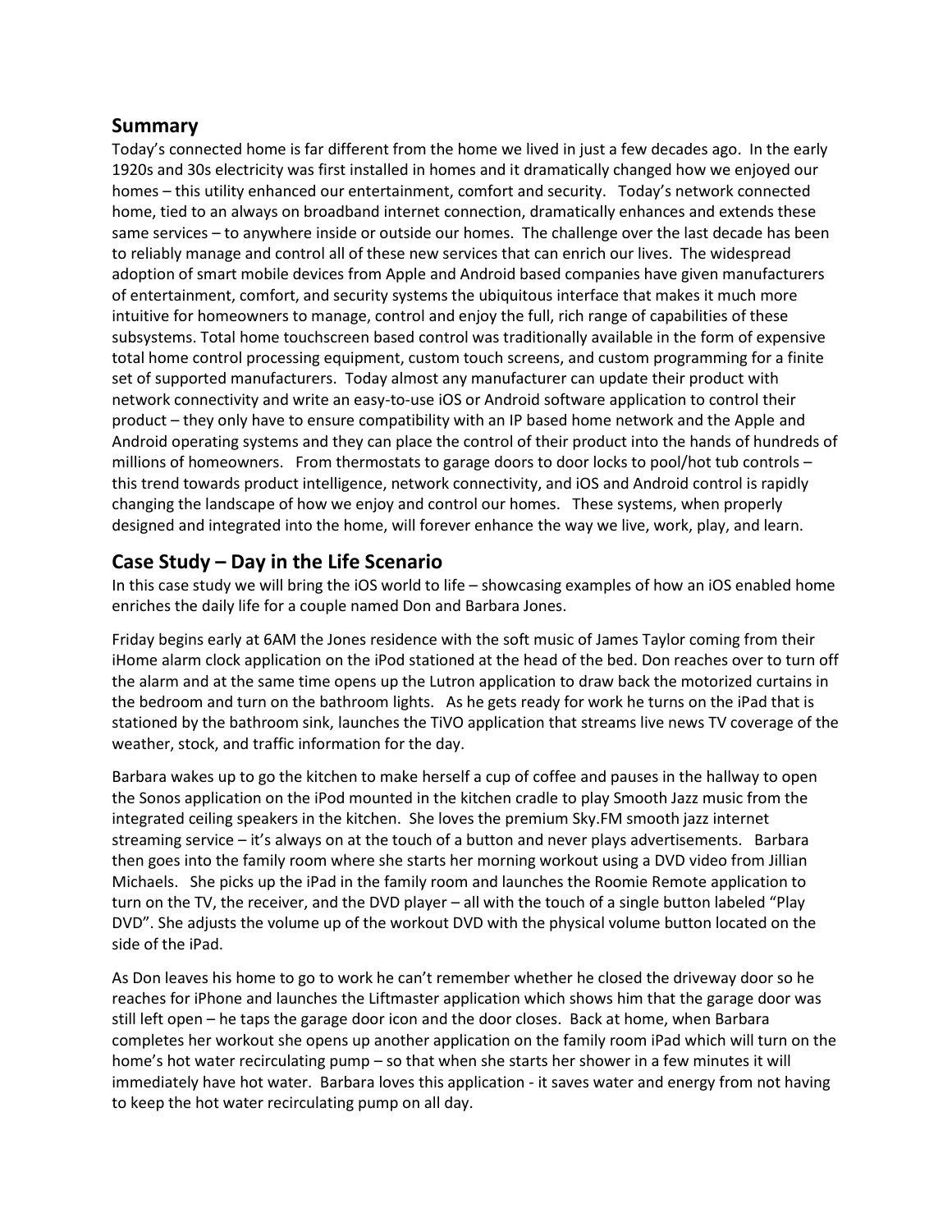## Summary

Today's connected home is far different from the home we lived in just a few decades ago. In the early 1920s and 30s electricity was first installed in homes and it dramatically changed how we enjoyed our homes – this utility enhanced our entertainment, comfort and security. Today's network connected home, tied to an always on broadband internet connection, dramatically enhances and extends these same services – to anywhere inside or outside our homes. The challenge over the last decade has been to reliably manage and control all of these new services that can enrich our lives. The widespread adoption of smart mobile devices from Apple and Android based companies have given manufacturers of entertainment, comfort, and security systems the ubiquitous interface that makes it much more intuitive for homeowners to manage, control and enjoy the full, rich range of capabilities of these subsystems. Total home touchscreen based control was traditionally available in the form of expensive total home control processing equipment, custom touch screens, and custom programming for a finite set of supported manufacturers. Today almost any manufacturer can update their product with network connectivity and write an easy-to-use iOS or Android software application to control their product – they only have to ensure compatibility with an IP based home network and the Apple and Android operating systems and they can place the control of their product into the hands of hundreds of millions of homeowners. From thermostats to garage doors to door locks to pool/hot tub controls – this trend towards product intelligence, network connectivity, and iOS and Android control is rapidly changing the landscape of how we enjoy and control our homes. These systems, when properly designed and integrated into the home, will forever enhance the way we live, work, play, and learn.

## Case Study – Day in the Life Scenario

In this case study we will bring the iOS world to life – showcasing examples of how an iOS enabled home enriches the daily life for a couple named Don and Barbara Jones.

Friday begins early at 6AM the Jones residence with the soft music of James Taylor coming from their iHome alarm clock application on the iPod stationed at the head of the bed. Don reaches over to turn off the alarm and at the same time opens up the Lutron application to draw back the motorized curtains in the bedroom and turn on the bathroom lights. As he gets ready for work he turns on the iPad that is stationed by the bathroom sink, launches the TiVO application that streams live news TV coverage of the weather, stock, and traffic information for the day.

Barbara wakes up to go the kitchen to make herself a cup of coffee and pauses in the hallway to open the Sonos application on the iPod mounted in the kitchen cradle to play Smooth Jazz music from the integrated ceiling speakers in the kitchen. She loves the premium Sky.FM smooth jazz internet streaming service – it's always on at the touch of a button and never plays advertisements. Barbara then goes into the family room where she starts her morning workout using a DVD video from Jillian Michaels. She picks up the iPad in the family room and launches the Roomie Remote application to turn on the TV, the receiver, and the DVD player – all with the touch of a single button labeled "Play DVD". She adjusts the volume up of the workout DVD with the physical volume button located on the side of the iPad.

As Don leaves his home to go to work he can't remember whether he closed the driveway door so he reaches for iPhone and launches the Liftmaster application which shows him that the garage door was still left open – he taps the garage door icon and the door closes. Back at home, when Barbara completes her workout she opens up another application on the family room iPad which will turn on the home's hot water recirculating pump – so that when she starts her shower in a few minutes it will immediately have hot water. Barbara loves this application - it saves water and energy from not having to keep the hot water recirculating pump on all day.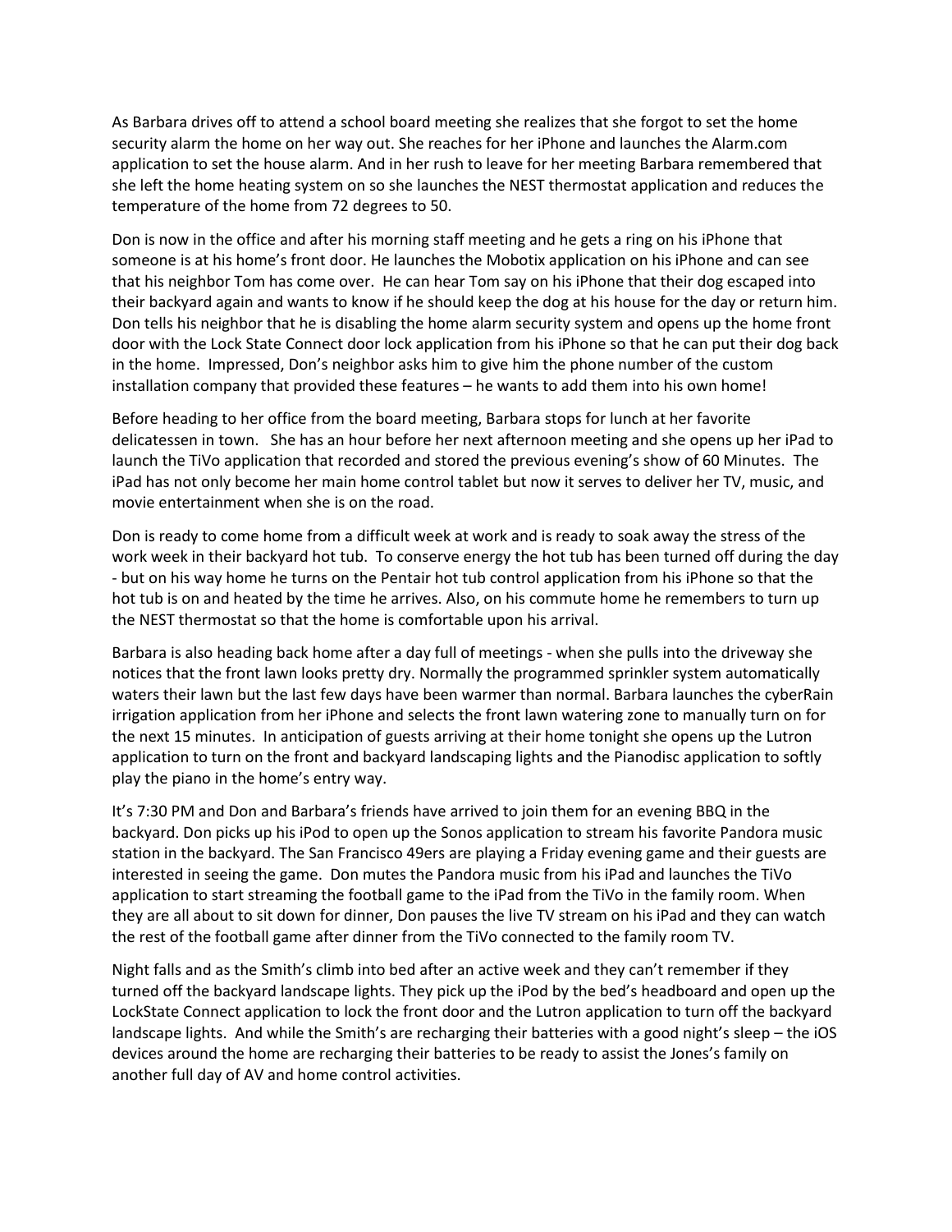As Barbara drives off to attend a school board meeting she realizes that she forgot to set the home security alarm the home on her way out. She reaches for her iPhone and launches the Alarm.com application to set the house alarm. And in her rush to leave for her meeting Barbara remembered that she left the home heating system on so she launches the NEST thermostat application and reduces the temperature of the home from 72 degrees to 50.

Don is now in the office and after his morning staff meeting and he gets a ring on his iPhone that someone is at his home's front door. He launches the Mobotix application on his iPhone and can see that his neighbor Tom has come over. He can hear Tom say on his iPhone that their dog escaped into their backyard again and wants to know if he should keep the dog at his house for the day or return him. Don tells his neighbor that he is disabling the home alarm security system and opens up the home front door with the Lock State Connect door lock application from his iPhone so that he can put their dog back in the home. Impressed, Don's neighbor asks him to give him the phone number of the custom installation company that provided these features – he wants to add them into his own home!

Before heading to her office from the board meeting, Barbara stops for lunch at her favorite delicatessen in town. She has an hour before her next afternoon meeting and she opens up her iPad to launch the TiVo application that recorded and stored the previous evening's show of 60 Minutes. The iPad has not only become her main home control tablet but now it serves to deliver her TV, music, and movie entertainment when she is on the road.

Don is ready to come home from a difficult week at work and is ready to soak away the stress of the work week in their backyard hot tub. To conserve energy the hot tub has been turned off during the day - but on his way home he turns on the Pentair hot tub control application from his iPhone so that the hot tub is on and heated by the time he arrives. Also, on his commute home he remembers to turn up the NEST thermostat so that the home is comfortable upon his arrival.

Barbara is also heading back home after a day full of meetings - when she pulls into the driveway she notices that the front lawn looks pretty dry. Normally the programmed sprinkler system automatically waters their lawn but the last few days have been warmer than normal. Barbara launches the cyberRain irrigation application from her iPhone and selects the front lawn watering zone to manually turn on for the next 15 minutes. In anticipation of guests arriving at their home tonight she opens up the Lutron application to turn on the front and backyard landscaping lights and the Pianodisc application to softly play the piano in the home's entry way.

It's 7:30 PM and Don and Barbara's friends have arrived to join them for an evening BBQ in the backyard. Don picks up his iPod to open up the Sonos application to stream his favorite Pandora music station in the backyard. The San Francisco 49ers are playing a Friday evening game and their guests are interested in seeing the game. Don mutes the Pandora music from his iPad and launches the TiVo application to start streaming the football game to the iPad from the TiVo in the family room. When they are all about to sit down for dinner, Don pauses the live TV stream on his iPad and they can watch the rest of the football game after dinner from the TiVo connected to the family room TV.

Night falls and as the Smith's climb into bed after an active week and they can't remember if they turned off the backyard landscape lights. They pick up the iPod by the bed's headboard and open up the LockState Connect application to lock the front door and the Lutron application to turn off the backyard landscape lights. And while the Smith's are recharging their batteries with a good night's sleep – the iOS devices around the home are recharging their batteries to be ready to assist the Jones's family on another full day of AV and home control activities.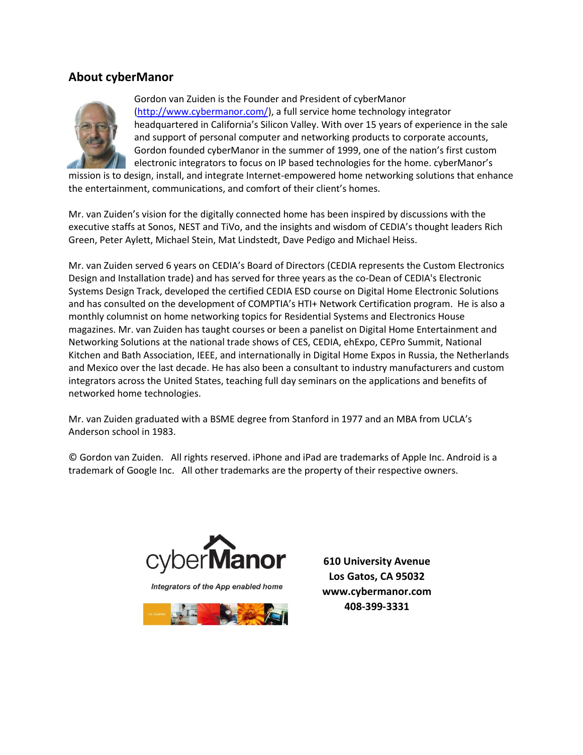## About cyberManor

Gordon van Zuiden is the Founder and President of cyberManor (http://www.cybermanor.com/), a full service home technology integrator headquartered in California's Silicon Valley. With over 15 years of experience in the sale and support of personal computer and networking products to corporate accounts, Gordon founded cyberManor in the summer of 1999, one of the nation's first custom electronic integrators to focus on IP based technologies for the home. cyberManor's mission is to design, install, and integrate Internet-empowered home networking solutions that enhance the entertainment, communications, and comfort of their client's homes.

Mr. van Zuiden's vision for the digitally connected home has been inspired by discussions with the executive staffs at Sonos, NEST and TiVo, and the insights and wisdom of CEDIA's thought leaders Rich Green, Peter Aylett, Michael Stein, Mat Lindstedt, Dave Pedigo and Michael Heiss.

Mr. van Zuiden served 6 years on CEDIA's Board of Directors (CEDIA represents the Custom Electronics Design and Installation trade) and has served for three years as the co-Dean of CEDIA's Electronic Systems Design Track, developed the certified CEDIA ESD course on Digital Home Electronic Solutions and has consulted on the development of COMPTIA's HTI+ Network Certification program. He is also a monthly columnist on home networking topics for Residential Systems and Electronics House magazines. Mr. van Zuiden has taught courses or been a panelist on Digital Home Entertainment and Networking Solutions at the national trade shows of CES, CEDIA, ehExpo, CEPro Summit, National Kitchen and Bath Association, IEEE, and internationally in Digital Home Expos in Russia, the Netherlands and Mexico over the last decade. He has also been a consultant to industry manufacturers and custom integrators across the United States, teaching full day seminars on the applications and benefits of networked home technologies.

Mr. van Zuiden graduated with a BSME degree from Stanford in 1977 and an MBA from UCLA's Anderson school in 1983.

© Gordon van Zuiden. All rights reserved. iPhone and iPad are trademarks of Apple Inc. Android is a trademark of Google Inc. All other trademarks are the property of their respective owners.

cyberManor

*Integrators of the App enabled home*

**610 University Avenue**
**Los Gatos, CA 95032**
**www.cybermanor.com**
**408-399-3331**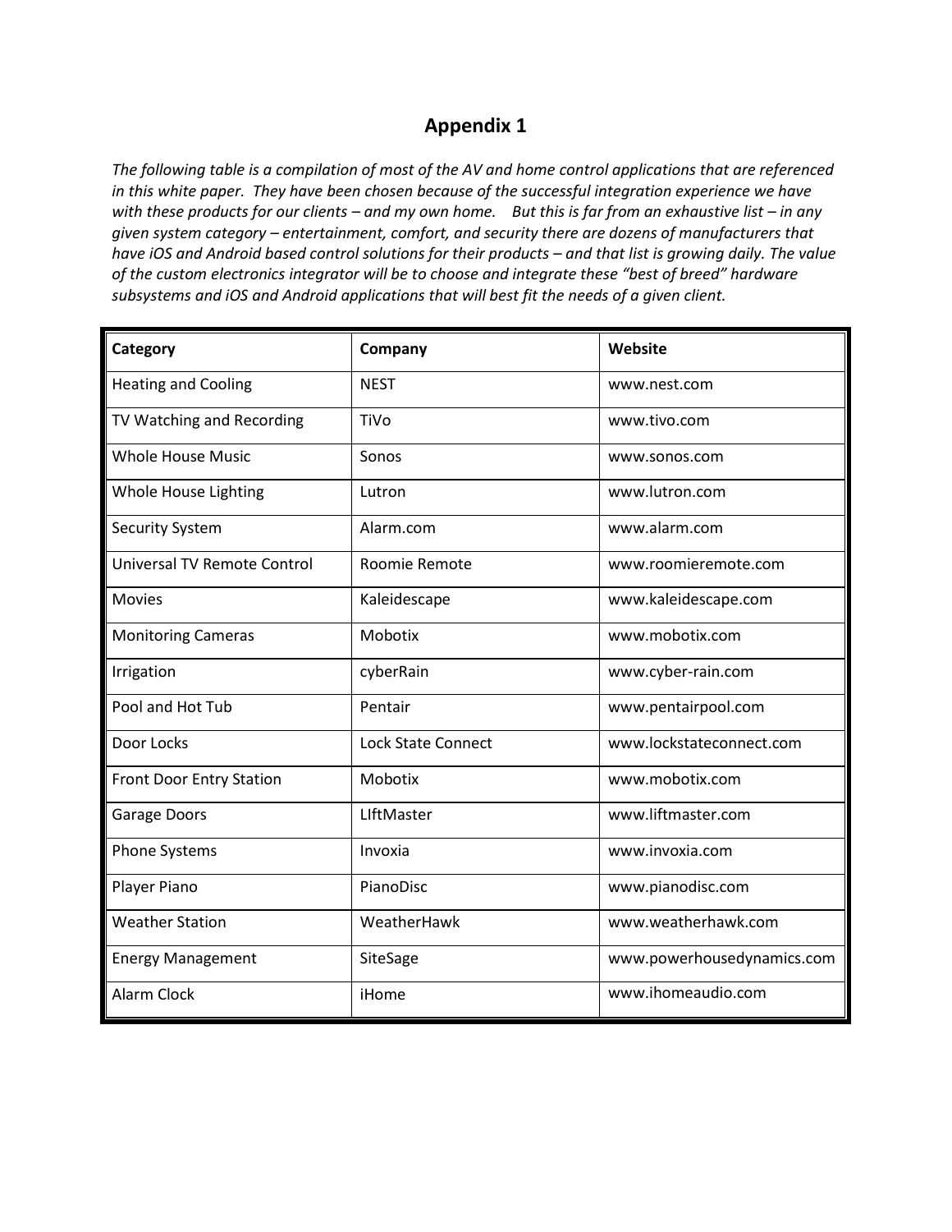# Appendix 1

*The following table is a compilation of most of the AV and home control applications that are referenced in this white paper. They have been chosen because of the successful integration experience we have with these products for our clients – and my own home. But this is far from an exhaustive list – in any given system category – entertainment, comfort, and security there are dozens of manufacturers that have iOS and Android based control solutions for their products – and that list is growing daily. The value of the custom electronics integrator will be to choose and integrate these "best of breed" hardware subsystems and iOS and Android applications that will best fit the needs of a given client.*

| Category | Company | Website |
|---|---|---|
| Heating and Cooling | NEST | www.nest.com |
| TV Watching and Recording | TiVo | www.tivo.com |
| Whole House Music | Sonos | www.sonos.com |
| Whole House Lighting | Lutron | www.lutron.com |
| Security System | Alarm.com | www.alarm.com |
| Universal TV Remote Control | Roomie Remote | www.roomieremote.com |
| Movies | Kaleidescape | www.kaleidescape.com |
| Monitoring Cameras | Mobotix | www.mobotix.com |
| Irrigation | cyberRain | www.cyber-rain.com |
| Pool and Hot Tub | Pentair | www.pentairpool.com |
| Door Locks | Lock State Connect | www.lockstateconnect.com |
| Front Door Entry Station | Mobotix | www.mobotix.com |
| Garage Doors | LIftMaster | www.liftmaster.com |
| Phone Systems | Invoxia | www.invoxia.com |
| Player Piano | PianoDisc | www.pianodisc.com |
| Weather Station | WeatherHawk | www.weatherhawk.com |
| Energy Management | SiteSage | www.powerhousedynamics.com |
| Alarm Clock | iHome | www.ihomeaudio.com |